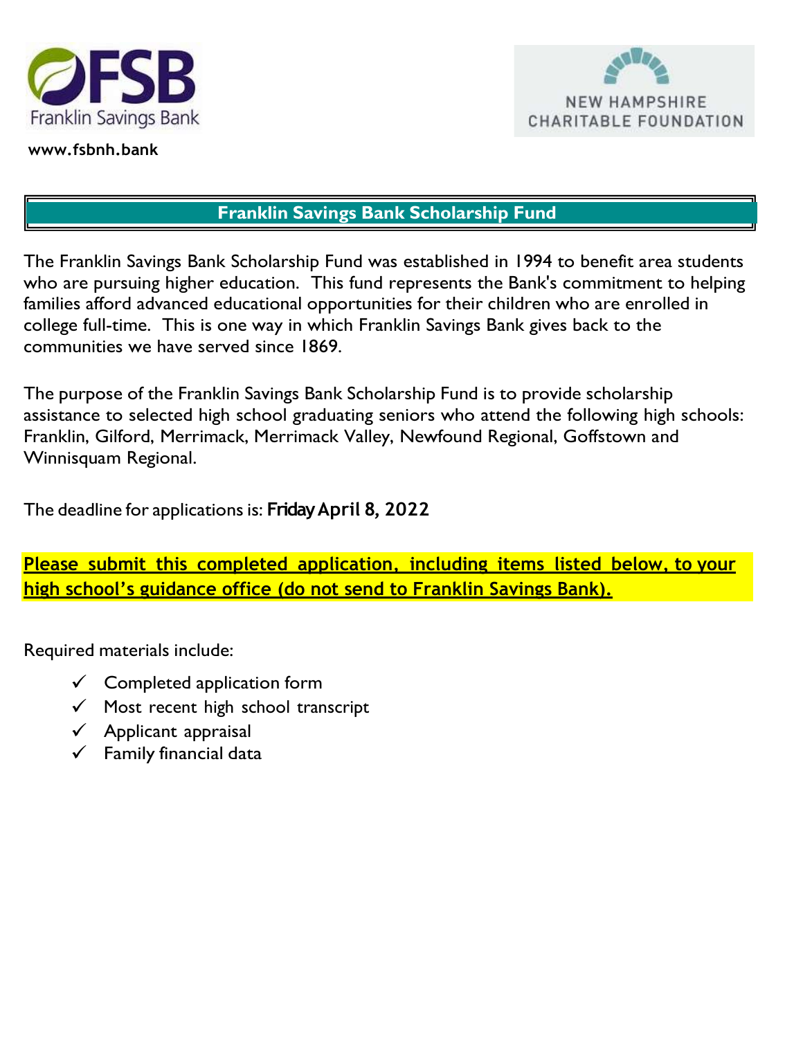Franklin Savings Bank

www.fsbnh.bank

NEW HAMPSHIRE CHARITABLE FOUNDATION

## Franklin Savings Bank Scholarship Fund

The Franklin Savings Bank Scholarship Fund was established in 1994 to benefit area students who are pursuing higher education. This fund represents the Bank's commitment to helping families afford advanced educational opportunities for their children who are enrolled in college full-time. This is one way in which Franklin Savings Bank gives back to the communities we have served since 1869.

The purpose of the Franklin Savings Bank Scholarship Fund is to provide scholarship assistance to selected high school graduating seniors who attend the following high schools: Franklin, Gilford, Merrimack, Merrimack Valley, Newfound Regional, Goffstown and Winnisquam Regional.

The deadline for applications is: **Friday April 8, 2022**

**Please submit this completed application, including items listed below, to your high school's guidance office (do not send to Franklin Savings Bank).**

Required materials include:

- ✓ Completed application form
- ✓ Most recent high school transcript
- ✓ Applicant appraisal
- ✓ Family financial data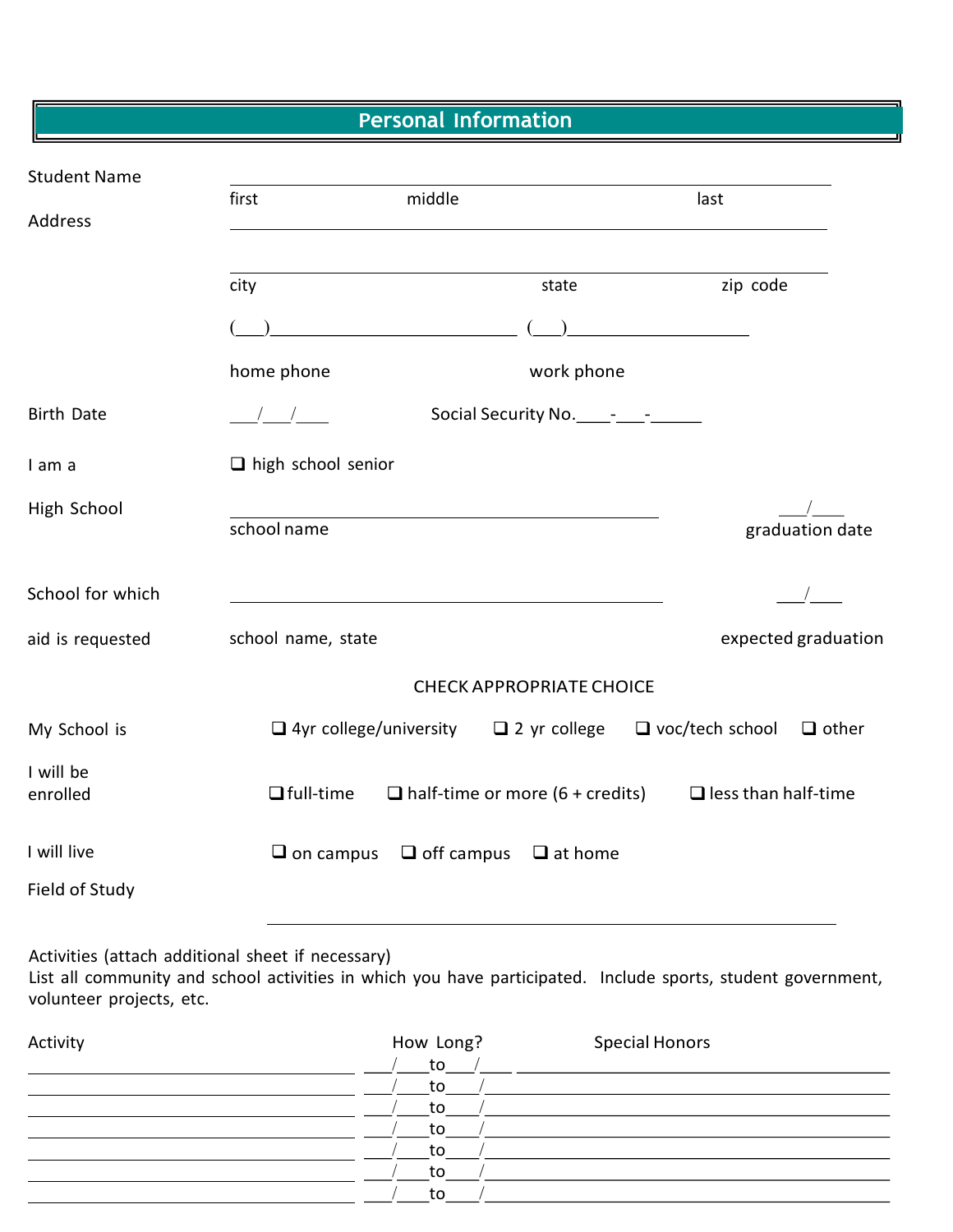## Personal Information

Student Name ______________________________________________
first middle last

Address ______________________________________________

______________________________________________
city state zip code

(___)__________________________ (___)____________________
home phone work phone

Birth Date ___/___/___ Social Security No.____-___-______

I am a ☐ high school senior

High School ______________________________________ ___/___
school name graduation date

School for which aid is requested ______________________________________ ___/___
school name, state expected graduation

CHECK APPROPRIATE CHOICE

My School is ☐ 4yr college/university ☐ 2 yr college ☐ voc/tech school ☐ other

I will be enrolled ☐ full-time ☐ half-time or more (6 + credits) ☐ less than half-time

I will live ☐ on campus ☐ off campus ☐ at home

Field of Study

______________________________________________

Activities (attach additional sheet if necessary)
List all community and school activities in which you have participated. Include sports, student government, volunteer projects, etc.

| Activity | How Long? | Special Honors |
|---|---|---|
| | ___/___ to ___/___ | |
| | ___/___ to ___/ | |
| | ___/___ to ___/ | |
| | ___/___ to ___/ | |
| | ___/___ to ___/ | |
| | ___/___ to ___/ | |
| | ___/___ to ___/ | |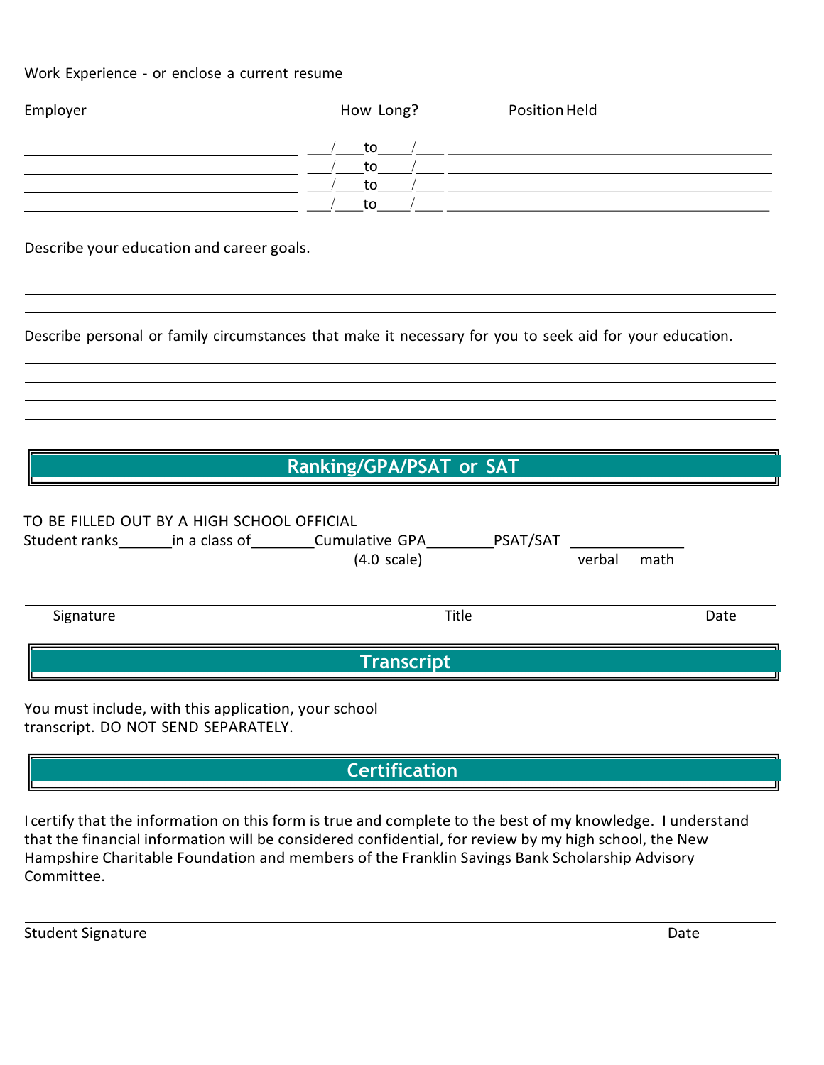Work Experience - or enclose a current resume

| Employer | How Long? | Position Held |
| --- | --- | --- |
| ______________________ | ___/___to____/___ | ______________________ |
| ______________________ | ___/___to____/___ | ______________________ |
| ______________________ | ___/___to____/___ | ______________________ |
| ______________________ | ___/___to____/___ | ______________________ |

Describe your education and career goals.

_______________________________________________________________________________

_______________________________________________________________________________

_______________________________________________________________________________

Describe personal or family circumstances that make it necessary for you to seek aid for your education.

_______________________________________________________________________________

_______________________________________________________________________________

_______________________________________________________________________________

_______________________________________________________________________________

## Ranking/GPA/PSAT or SAT

TO BE FILLED OUT BY A HIGH SCHOOL OFFICIAL

Student ranks_______in a class of________Cumulative GPA________PSAT/SAT ______________

(4.0 scale) verbal math

_______________________________________________________________________________

Signature Title Date

## Transcript

You must include, with this application, your school transcript. DO NOT SEND SEPARATELY.

## Certification

I certify that the information on this form is true and complete to the best of my knowledge. I understand that the financial information will be considered confidential, for review by my high school, the New Hampshire Charitable Foundation and members of the Franklin Savings Bank Scholarship Advisory Committee.

_______________________________________________________________________________

Student Signature Date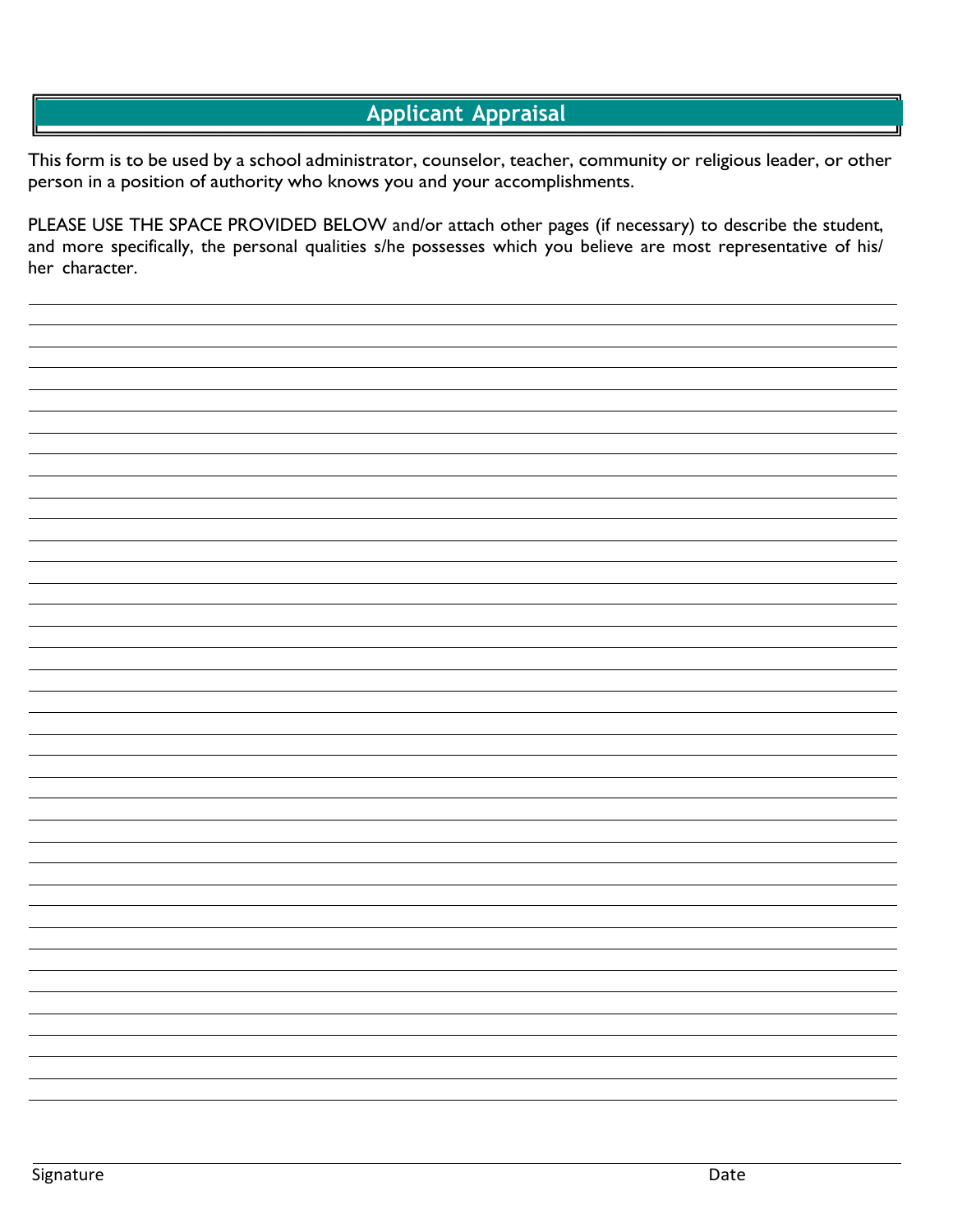# Applicant Appraisal

This form is to be used by a school administrator, counselor, teacher, community or religious leader, or other person in a position of authority who knows you and your accomplishments.

PLEASE USE THE SPACE PROVIDED BELOW and/or attach other pages (if necessary) to describe the student, and more specifically, the personal qualities s/he possesses which you believe are most representative of his/ her character.

Signature

Date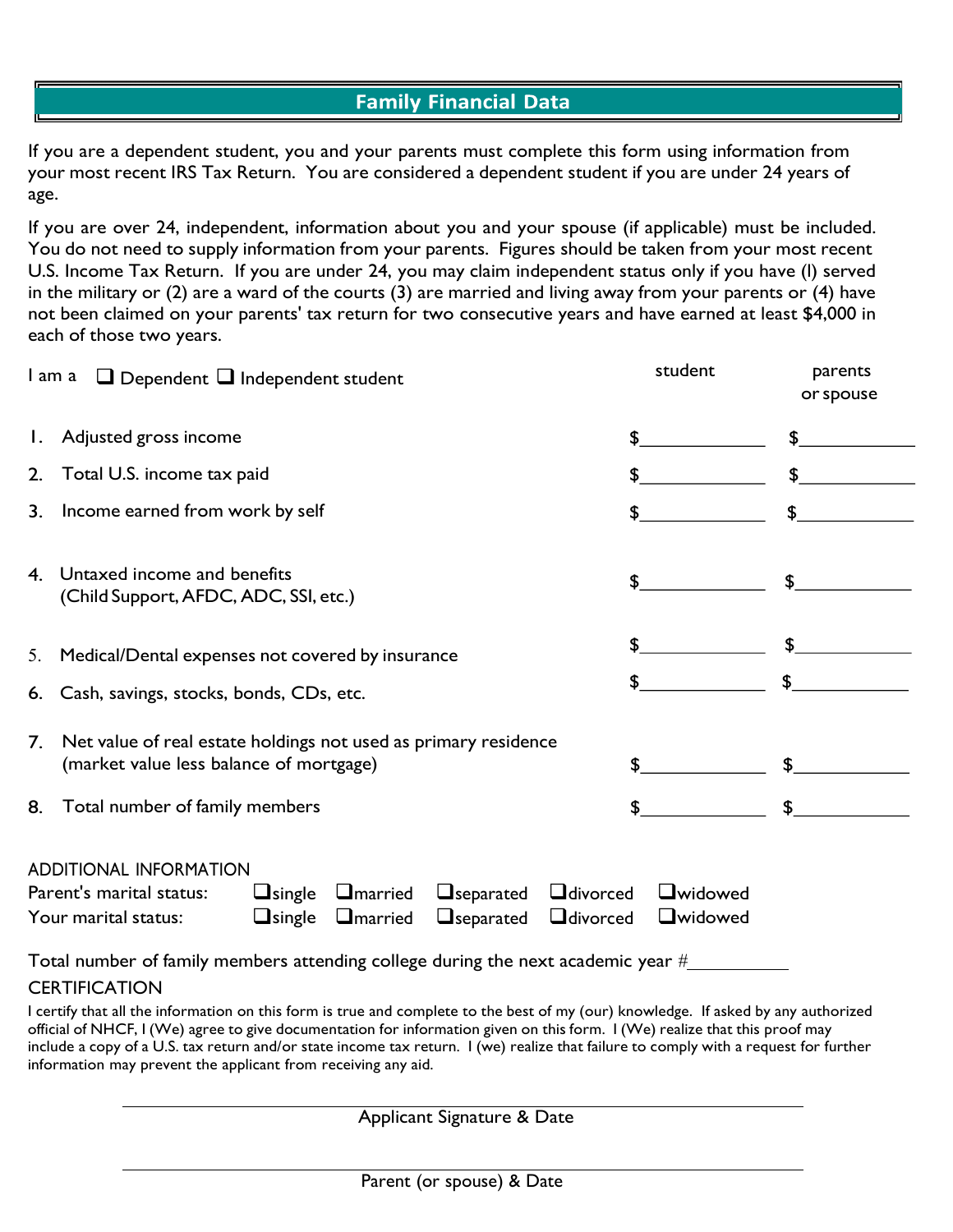## Family Financial Data

If you are a dependent student, you and your parents must complete this form using information from your most recent IRS Tax Return. You are considered a dependent student if you are under 24 years of age.

If you are over 24, independent, information about you and your spouse (if applicable) must be included. You do not need to supply information from your parents. Figures should be taken from your most recent U.S. Income Tax Return. If you are under 24, you may claim independent status only if you have (l) served in the military or (2) are a ward of the courts (3) are married and living away from your parents or (4) have not been claimed on your parents' tax return for two consecutive years and have earned at least $4,000 in each of those two years.

I am a ❑ Dependent ❑ Independent student

| | student | parents or spouse |
|---|---|---|
| 1. Adjusted gross income | $______ | $______ |
| 2. Total U.S. income tax paid | $______ | $______ |
| 3. Income earned from work by self | $______ | $______ |
| 4. Untaxed income and benefits (Child Support, AFDC, ADC, SSI, etc.) | $______ | $______ |
| 5. Medical/Dental expenses not covered by insurance | $______ | $______ |
| 6. Cash, savings, stocks, bonds, CDs, etc. | $______ | $______ |
| 7. Net value of real estate holdings not used as primary residence (market value less balance of mortgage) | $______ | $______ |
| 8. Total number of family members | $______ | $______ |

ADDITIONAL INFORMATION

Parent's marital status: ❑single ❑married ❑separated ❑divorced ❑widowed

Your marital status: ❑single ❑married ❑separated ❑divorced ❑widowed

Total number of family members attending college during the next academic year #__________

CERTIFICATION

I certify that all the information on this form is true and complete to the best of my (our) knowledge. If asked by any authorized official of NHCF, I (We) agree to give documentation for information given on this form. I (We) realize that this proof may include a copy of a U.S. tax return and/or state income tax return. I (we) realize that failure to comply with a request for further information may prevent the applicant from receiving any aid.

______________________________

Applicant Signature & Date

______________________________

Parent (or spouse) & Date